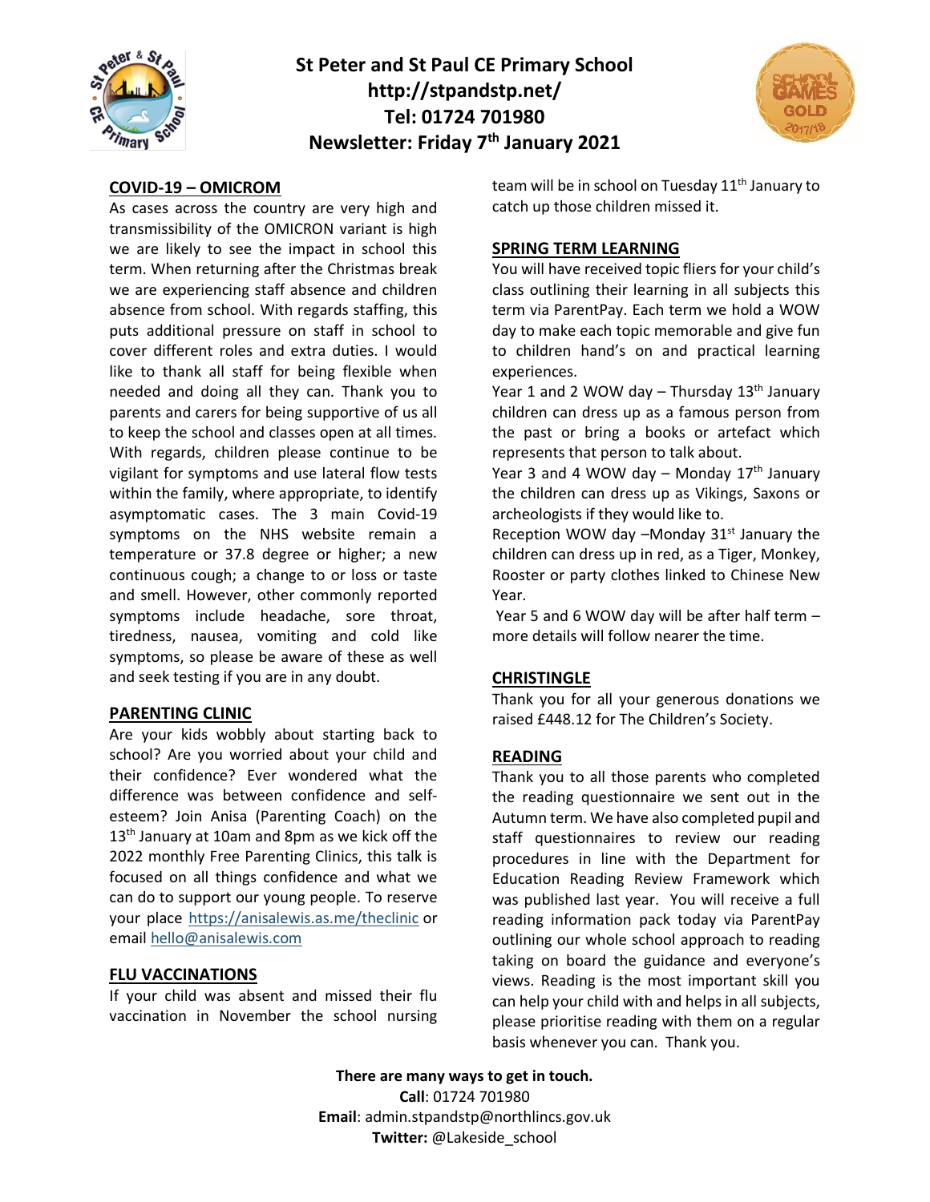# St Peter and St Paul CE Primary School

**http://stpandstp.net/**

**Tel: 01724 701980**

**Newsletter: Friday 7th January 2021**

## COVID-19 – OMICROM

As cases across the country are very high and transmissibility of the OMICRON variant is high we are likely to see the impact in school this term. When returning after the Christmas break we are experiencing staff absence and children absence from school. With regards staffing, this puts additional pressure on staff in school to cover different roles and extra duties. I would like to thank all staff for being flexible when needed and doing all they can. Thank you to parents and carers for being supportive of us all to keep the school and classes open at all times. With regards, children please continue to be vigilant for symptoms and use lateral flow tests within the family, where appropriate, to identify asymptomatic cases. The 3 main Covid-19 symptoms on the NHS website remain a temperature or 37.8 degree or higher; a new continuous cough; a change to or loss or taste and smell. However, other commonly reported symptoms include headache, sore throat, tiredness, nausea, vomiting and cold like symptoms, so please be aware of these as well and seek testing if you are in any doubt.

## PARENTING CLINIC

Are your kids wobbly about starting back to school? Are you worried about your child and their confidence? Ever wondered what the difference was between confidence and self-esteem? Join Anisa (Parenting Coach) on the 13th January at 10am and 8pm as we kick off the 2022 monthly Free Parenting Clinics, this talk is focused on all things confidence and what we can do to support our young people. To reserve your place https://anisalewis.as.me/theclinic or email hello@anisalewis.com

## FLU VACCINATIONS

If your child was absent and missed their flu vaccination in November the school nursing team will be in school on Tuesday 11th January to catch up those children missed it.

## SPRING TERM LEARNING

You will have received topic fliers for your child's class outlining their learning in all subjects this term via ParentPay. Each term we hold a WOW day to make each topic memorable and give fun to children hand's on and practical learning experiences.

Year 1 and 2 WOW day – Thursday 13th January children can dress up as a famous person from the past or bring a books or artefact which represents that person to talk about.

Year 3 and 4 WOW day – Monday 17th January the children can dress up as Vikings, Saxons or archeologists if they would like to.

Reception WOW day –Monday 31st January the children can dress up in red, as a Tiger, Monkey, Rooster or party clothes linked to Chinese New Year.

Year 5 and 6 WOW day will be after half term – more details will follow nearer the time.

## CHRISTINGLE

Thank you for all your generous donations we raised £448.12 for The Children's Society.

## READING

Thank you to all those parents who completed the reading questionnaire we sent out in the Autumn term. We have also completed pupil and staff questionnaires to review our reading procedures in line with the Department for Education Reading Review Framework which was published last year. You will receive a full reading information pack today via ParentPay outlining our whole school approach to reading taking on board the guidance and everyone's views. Reading is the most important skill you can help your child with and helps in all subjects, please prioritise reading with them on a regular basis whenever you can. Thank you.

**There are many ways to get in touch.**

**Call**: 01724 701980

**Email**: admin.stpandstp@northlincs.gov.uk

**Twitter:** @Lakeside_school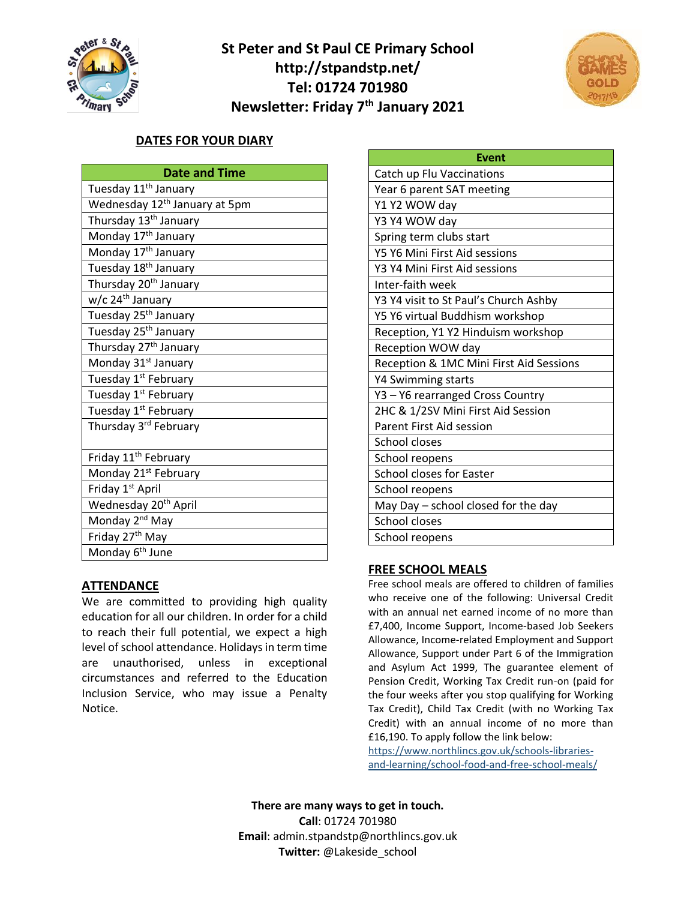# St Peter and St Paul CE Primary School

**http://stpandstp.net/**

**Tel: 01724 701980**

**Newsletter: Friday 7th January 2021**

## DATES FOR YOUR DIARY

| Date and Time | Event |
|---|---|
| Tuesday 11th January | Catch up Flu Vaccinations |
| Wednesday 12th January at 5pm | Year 6 parent SAT meeting |
| Thursday 13th January | Y1 Y2 WOW day |
| Monday 17th January | Y3 Y4 WOW day |
| Monday 17th January | Spring term clubs start |
| Tuesday 18th January | Y5 Y6 Mini First Aid sessions |
| Thursday 20th January | Y3 Y4 Mini First Aid sessions |
| w/c 24th January | Inter-faith week |
| Tuesday 25th January | Y3 Y4 visit to St Paul's Church Ashby |
| Tuesday 25th January | Y5 Y6 virtual Buddhism workshop |
| Thursday 27th January | Reception, Y1 Y2 Hinduism workshop |
| Monday 31st January | Reception WOW day |
| Tuesday 1st February | Reception & 1MC Mini First Aid Sessions |
| Tuesday 1st February | Y4 Swimming starts |
| Tuesday 1st February | Y3 – Y6 rearranged Cross Country |
| Thursday 3rd February | 2HC & 1/2SV Mini First Aid Session<br>Parent First Aid session |
| Friday 11th February | School closes |
| Monday 21st February | School reopens |
| Friday 1st April | School closes for Easter |
| Wednesday 20th April | School reopens |
| Monday 2nd May | May Day – school closed for the day |
| Friday 27th May | School closes |
| Monday 6th June | School reopens |

## ATTENDANCE

We are committed to providing high quality education for all our children. In order for a child to reach their full potential, we expect a high level of school attendance. Holidays in term time are unauthorised, unless in exceptional circumstances and referred to the Education Inclusion Service, who may issue a Penalty Notice.

## FREE SCHOOL MEALS

Free school meals are offered to children of families who receive one of the following: Universal Credit with an annual net earned income of no more than £7,400, Income Support, Income-based Job Seekers Allowance, Income-related Employment and Support Allowance, Support under Part 6 of the Immigration and Asylum Act 1999, The guarantee element of Pension Credit, Working Tax Credit run-on (paid for the four weeks after you stop qualifying for Working Tax Credit), Child Tax Credit (with no Working Tax Credit) with an annual income of no more than £16,190. To apply follow the link below:
https://www.northlincs.gov.uk/schools-libraries-and-learning/school-food-and-free-school-meals/

**There are many ways to get in touch.**

**Call**: 01724 701980

**Email**: admin.stpandstp@northlincs.gov.uk

**Twitter:** @Lakeside_school